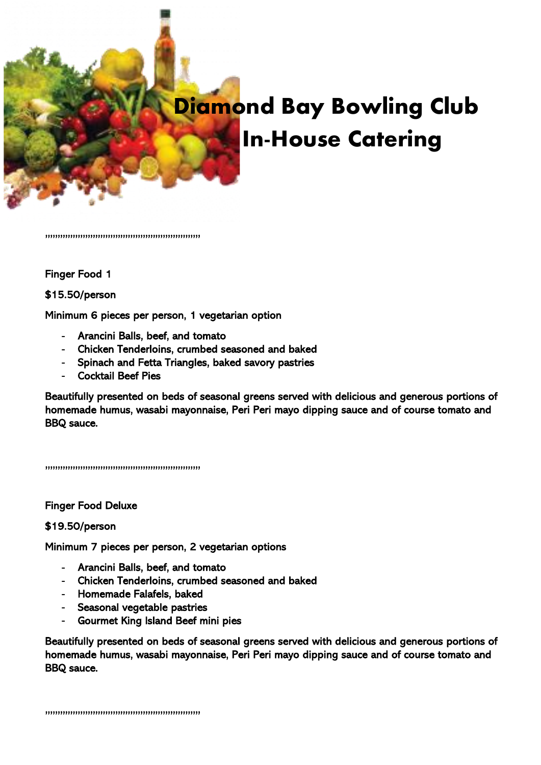# Diamond Bay Bowling Club In-House Catering

,,,,,,,,,,,,,,,,,,,,,,,,,,,,,,,,,,,,,,,,,,,,,,,,,,,,,,,,,,,,,,,,,,

Finger Food 1

$15.50/person

Minimum 6 pieces per person, 1 vegetarian option

- Arancini Balls, beef, and tomato
- Chicken Tenderloins, crumbed seasoned and baked
- Spinach and Fetta Triangles, baked savory pastries
- Cocktail Beef Pies

Beautifully presented on beds of seasonal greens served with delicious and generous portions of homemade humus, wasabi mayonnaise, Peri Peri mayo dipping sauce and of course tomato and BBQ sauce.

,,,,,,,,,,,,,,,,,,,,,,,,,,,,,,,,,,,,,,,,,,,,,,,,,,,,,,,,,,,,,,,,,,

Finger Food Deluxe

$19.50/person

Minimum 7 pieces per person, 2 vegetarian options

- Arancini Balls, beef, and tomato
- Chicken Tenderloins, crumbed seasoned and baked
- Homemade Falafels, baked
- Seasonal vegetable pastries
- Gourmet King Island Beef mini pies

Beautifully presented on beds of seasonal greens served with delicious and generous portions of homemade humus, wasabi mayonnaise, Peri Peri mayo dipping sauce and of course tomato and BBQ sauce.

,,,,,,,,,,,,,,,,,,,,,,,,,,,,,,,,,,,,,,,,,,,,,,,,,,,,,,,,,,,,,,,,,,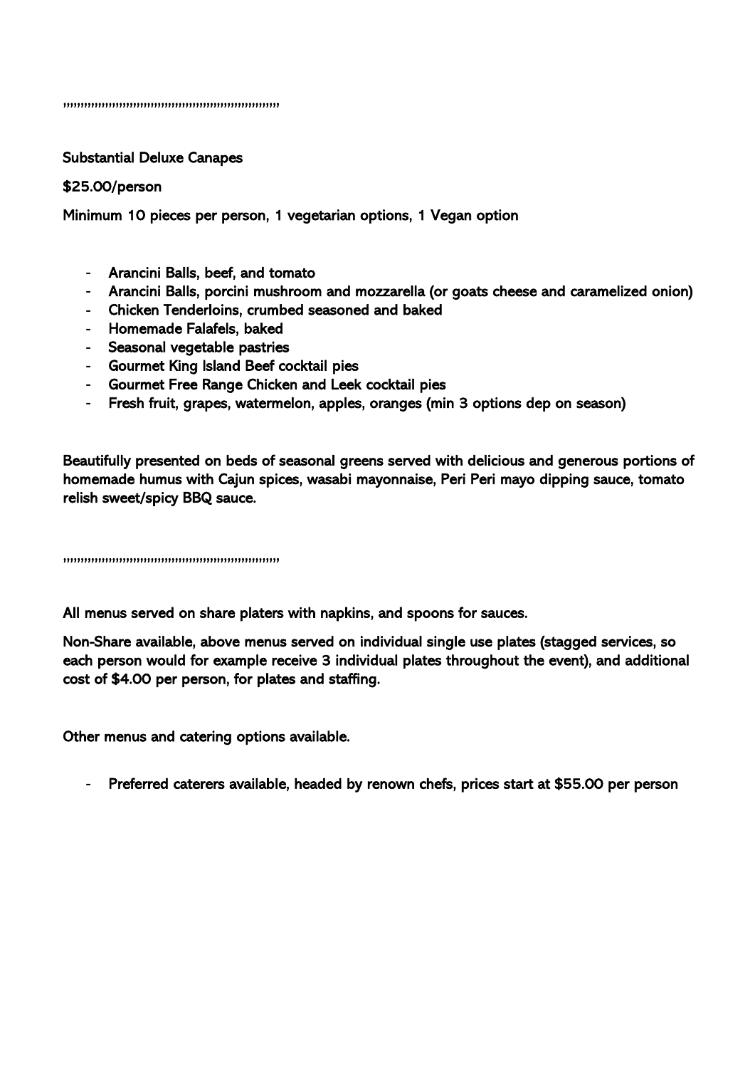,,,,,,,,,,,,,,,,,,,,,,,,,,,,,,,,,,,,,,,,,,,,,,,,,,,,,,,,,,,,,,,,

Substantial Deluxe Canapes

$25.00/person

Minimum 10 pieces per person, 1 vegetarian options, 1 Vegan option

- Arancini Balls, beef, and tomato
- Arancini Balls, porcini mushroom and mozzarella (or goats cheese and caramelized onion)
- Chicken Tenderloins, crumbed seasoned and baked
- Homemade Falafels, baked
- Seasonal vegetable pastries
- Gourmet King Island Beef cocktail pies
- Gourmet Free Range Chicken and Leek cocktail pies
- Fresh fruit, grapes, watermelon, apples, oranges (min 3 options dep on season)

Beautifully presented on beds of seasonal greens served with delicious and generous portions of homemade humus with Cajun spices, wasabi mayonnaise, Peri Peri mayo dipping sauce, tomato relish sweet/spicy BBQ sauce.

,,,,,,,,,,,,,,,,,,,,,,,,,,,,,,,,,,,,,,,,,,,,,,,,,,,,,,,,,,,,,,,,

All menus served on share platers with napkins, and spoons for sauces.

Non-Share available, above menus served on individual single use plates (stagged services, so each person would for example receive 3 individual plates throughout the event), and additional cost of $4.00 per person, for plates and staffing.

Other menus and catering options available.

- Preferred caterers available, headed by renown chefs, prices start at $55.00 per person